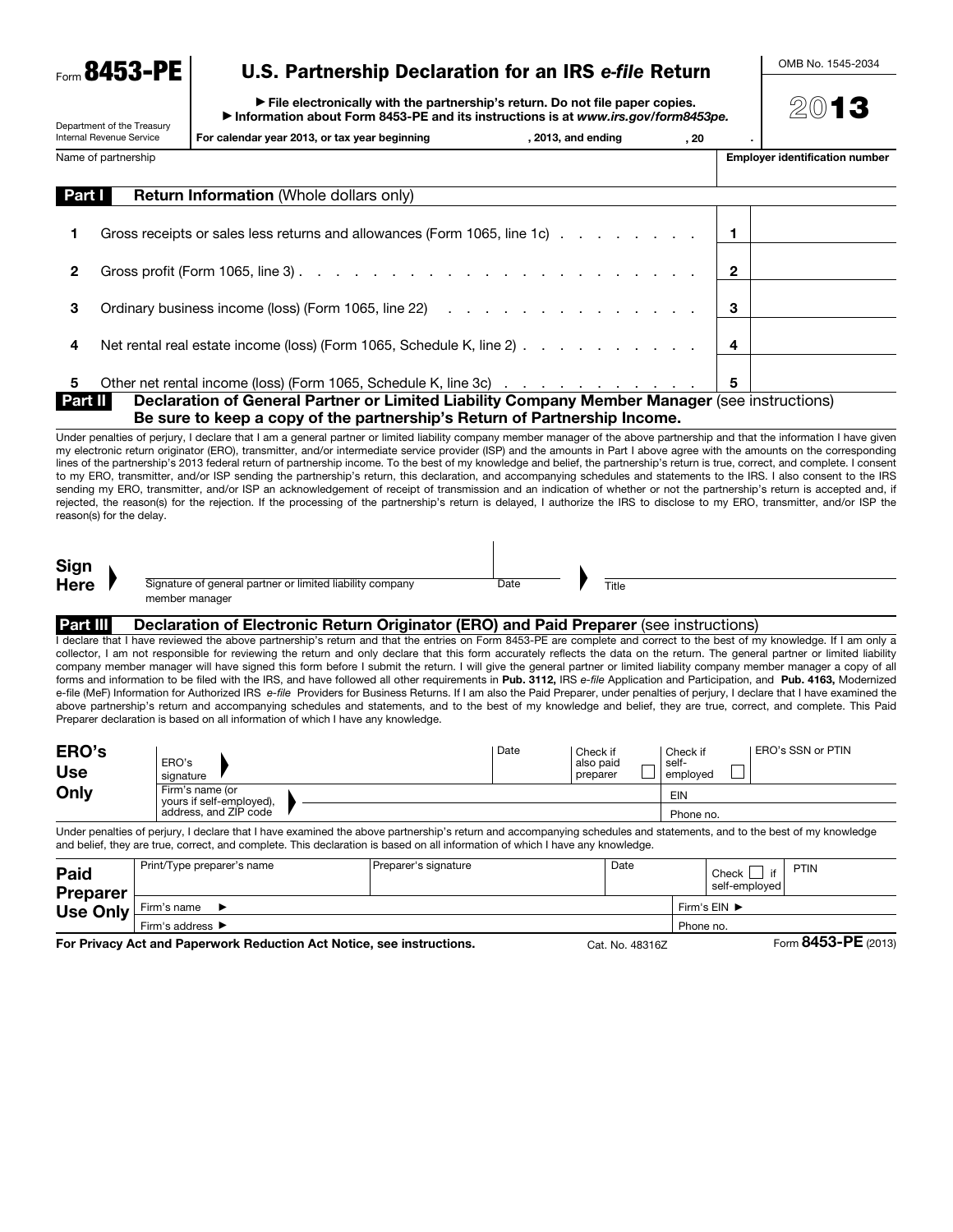Form **8453-PE**

Department of the Treasury
Internal Revenue Service

# U.S. Partnership Declaration for an IRS *e-file* Return

▶ File electronically with the partnership's return. Do not file paper copies.
▶ Information about Form 8453-PE and its instructions is at *www.irs.gov/form8453pe.*

OMB No. 1545-2034

**2013**

For calendar year 2013, or tax year beginning , 2013, and ending , 20 .

| Name of partnership | Employer identification number |
|---|---|
| | |

## Part I Return Information (Whole dollars only)

| | | | |
|---|---|---|---|
| 1 | Gross receipts or sales less returns and allowances (Form 1065, line 1c) . . . . . . . . . | 1 | |
| 2 | Gross profit (Form 1065, line 3) . . . . . . . . . . . . . . . . . . . . . . . . | 2 | |
| 3 | Ordinary business income (loss) (Form 1065, line 22) . . . . . . . . . . . . . . . | 3 | |
| 4 | Net rental real estate income (loss) (Form 1065, Schedule K, line 2) . . . . . . . . . . | 4 | |
| 5 | Other net rental income (loss) (Form 1065, Schedule K, line 3c) . . . . . . . . . . . . | 5 | |

## Part II Declaration of General Partner or Limited Liability Company Member Manager (see instructions) Be sure to keep a copy of the partnership's Return of Partnership Income.

Under penalties of perjury, I declare that I am a general partner or limited liability company member manager of the above partnership and that the information I have given my electronic return originator (ERO), transmitter, and/or intermediate service provider (ISP) and the amounts in Part I above agree with the amounts on the corresponding lines of the partnership's 2013 federal return of partnership income. To the best of my knowledge and belief, the partnership's return is true, correct, and complete. I consent to my ERO, transmitter, and/or ISP sending the partnership's return, this declaration, and accompanying schedules and statements to the IRS. I also consent to the IRS sending my ERO, transmitter, and/or ISP an acknowledgement of receipt of transmission and an indication of whether or not the partnership's return is accepted and, if rejected, the reason(s) for the rejection. If the processing of the partnership's return is delayed, I authorize the IRS to disclose to my ERO, transmitter, and/or ISP the reason(s) for the delay.

**Sign Here** ▶ Signature of general partner or limited liability company member manager | Date | ▶ Title

## Part III Declaration of Electronic Return Originator (ERO) and Paid Preparer (see instructions)

I declare that I have reviewed the above partnership's return and that the entries on Form 8453-PE are complete and correct to the best of my knowledge. If I am only a collector, I am not responsible for reviewing the return and only declare that this form accurately reflects the data on the return. The general partner or limited liability company member manager will have signed this form before I submit the return. I will give the general partner or limited liability company member manager a copy of all forms and information to be filed with the IRS, and have followed all other requirements in **Pub. 3112,** IRS *e-file* Application and Participation, and **Pub. 4163,** Modernized e-file (MeF) Information for Authorized IRS *e-file* Providers for Business Returns. If I am also the Paid Preparer, under penalties of perjury, I declare that I have examined the above partnership's return and accompanying schedules and statements, and to the best of my knowledge and belief, they are true, correct, and complete. This Paid Preparer declaration is based on all information of which I have any knowledge.

| **ERO's Use Only** | | | | | |
|---|---|---|---|---|---|
| ERO's signature ▶ | Date | Check if also paid preparer ☐ | Check if self-employed ☐ | ERO's SSN or PTIN | |
| Firm's name (or yours if self-employed), address, and ZIP code ▶ | | | EIN | | |
| | | | Phone no. | | |

Under penalties of perjury, I declare that I have examined the above partnership's return and accompanying schedules and statements, and to the best of my knowledge and belief, they are true, correct, and complete. This declaration is based on all information of which I have any knowledge.

| **Paid Preparer Use Only** | | | | |
|---|---|---|---|---|
| Print/Type preparer's name | Preparer's signature | Date | Check ☐ if self-employed | PTIN |
| Firm's name ▶ | | | Firm's EIN ▶ | |
| Firm's address ▶ | | | Phone no. | |

**For Privacy Act and Paperwork Reduction Act Notice, see instructions.** Cat. No. 48316Z Form **8453-PE** (2013)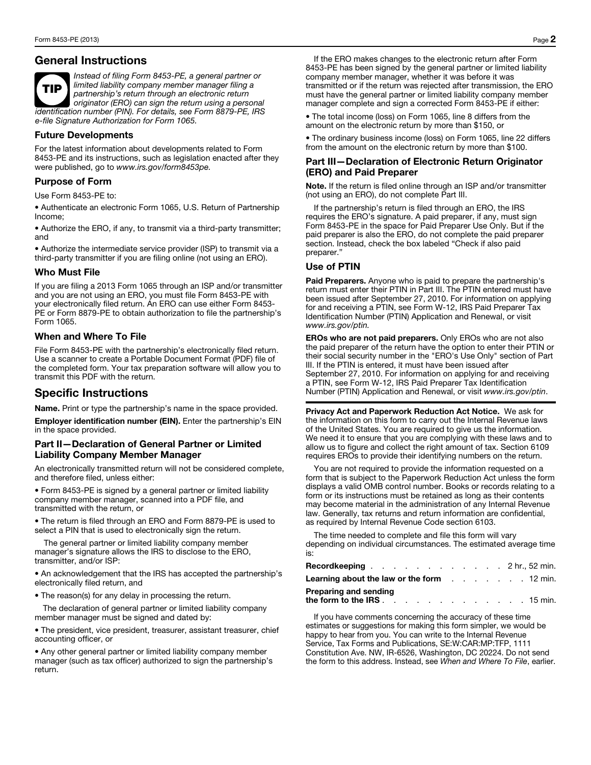# General Instructions

**TIP** *Instead of filing Form 8453-PE, a general partner or limited liability company member manager filing a partnership's return through an electronic return originator (ERO) can sign the return using a personal identification number (PIN). For details, see Form 8879-PE, IRS e-file Signature Authorization for Form 1065.*

### Future Developments

For the latest information about developments related to Form 8453-PE and its instructions, such as legislation enacted after they were published, go to *www.irs.gov/form8453pe.*

### Purpose of Form

Use Form 8453-PE to:

- Authenticate an electronic Form 1065, U.S. Return of Partnership Income;
- Authorize the ERO, if any, to transmit via a third-party transmitter; and
- Authorize the intermediate service provider (ISP) to transmit via a third-party transmitter if you are filing online (not using an ERO).

### Who Must File

If you are filing a 2013 Form 1065 through an ISP and/or transmitter and you are not using an ERO, you must file Form 8453-PE with your electronically filed return. An ERO can use either Form 8453-PE or Form 8879-PE to obtain authorization to file the partnership's Form 1065.

### When and Where To File

File Form 8453-PE with the partnership's electronically filed return. Use a scanner to create a Portable Document Format (PDF) file of the completed form. Your tax preparation software will allow you to transmit this PDF with the return.

# Specific Instructions

**Name.** Print or type the partnership's name in the space provided.

**Employer identification number (EIN).** Enter the partnership's EIN in the space provided.

### Part II—Declaration of General Partner or Limited Liability Company Member Manager

An electronically transmitted return will not be considered complete, and therefore filed, unless either:

- Form 8453-PE is signed by a general partner or limited liability company member manager, scanned into a PDF file, and transmitted with the return, or
- The return is filed through an ERO and Form 8879-PE is used to select a PIN that is used to electronically sign the return.

The general partner or limited liability company member manager's signature allows the IRS to disclose to the ERO, transmitter, and/or ISP:

- An acknowledgement that the IRS has accepted the partnership's electronically filed return, and
- The reason(s) for any delay in processing the return.

The declaration of general partner or limited liability company member manager must be signed and dated by:

- The president, vice president, treasurer, assistant treasurer, chief accounting officer, or
- Any other general partner or limited liability company member manager (such as tax officer) authorized to sign the partnership's return.

If the ERO makes changes to the electronic return after Form 8453-PE has been signed by the general partner or limited liability company member manager, whether it was before it was transmitted or if the return was rejected after transmission, the ERO must have the general partner or limited liability company member manager complete and sign a corrected Form 8453-PE if either:

- The total income (loss) on Form 1065, line 8 differs from the amount on the electronic return by more than $150, or
- The ordinary business income (loss) on Form 1065, line 22 differs from the amount on the electronic return by more than $100.

### Part III—Declaration of Electronic Return Originator (ERO) and Paid Preparer

**Note.** If the return is filed online through an ISP and/or transmitter (not using an ERO), do not complete Part III.

If the partnership's return is filed through an ERO, the IRS requires the ERO's signature. A paid preparer, if any, must sign Form 8453-PE in the space for Paid Preparer Use Only. But if the paid preparer is also the ERO, do not complete the paid preparer section. Instead, check the box labeled "Check if also paid preparer."

### Use of PTIN

**Paid Preparers.** Anyone who is paid to prepare the partnership's return must enter their PTIN in Part III. The PTIN entered must have been issued after September 27, 2010. For information on applying for and receiving a PTIN, see Form W-12, IRS Paid Preparer Tax Identification Number (PTIN) Application and Renewal, or visit *www.irs.gov/ptin.*

**EROs who are not paid preparers.** Only EROs who are not also the paid preparer of the return have the option to enter their PTIN or their social security number in the "ERO's Use Only" section of Part III. If the PTIN is entered, it must have been issued after September 27, 2010. For information on applying for and receiving a PTIN, see Form W-12, IRS Paid Preparer Tax Identification Number (PTIN) Application and Renewal, or visit *www.irs.gov/ptin*.

**Privacy Act and Paperwork Reduction Act Notice.** We ask for the information on this form to carry out the Internal Revenue laws of the United States. You are required to give us the information. We need it to ensure that you are complying with these laws and to allow us to figure and collect the right amount of tax. Section 6109 requires EROs to provide their identifying numbers on the return.

You are not required to provide the information requested on a form that is subject to the Paperwork Reduction Act unless the form displays a valid OMB control number. Books or records relating to a form or its instructions must be retained as long as their contents may become material in the administration of any Internal Revenue law. Generally, tax returns and return information are confidential, as required by Internal Revenue Code section 6103.

The time needed to complete and file this form will vary depending on individual circumstances. The estimated average time is:

| | |
|---|---|
| **Recordkeeping** | 2 hr., 52 min. |
| **Learning about the law or the form** | 12 min. |
| **Preparing and sending the form to the IRS** | 15 min. |

If you have comments concerning the accuracy of these time estimates or suggestions for making this form simpler, we would be happy to hear from you. You can write to the Internal Revenue Service, Tax Forms and Publications, SE:W:CAR:MP:TFP, 1111 Constitution Ave. NW, IR-6526, Washington, DC 20224. Do not send the form to this address. Instead, see *When and Where To File*, earlier.